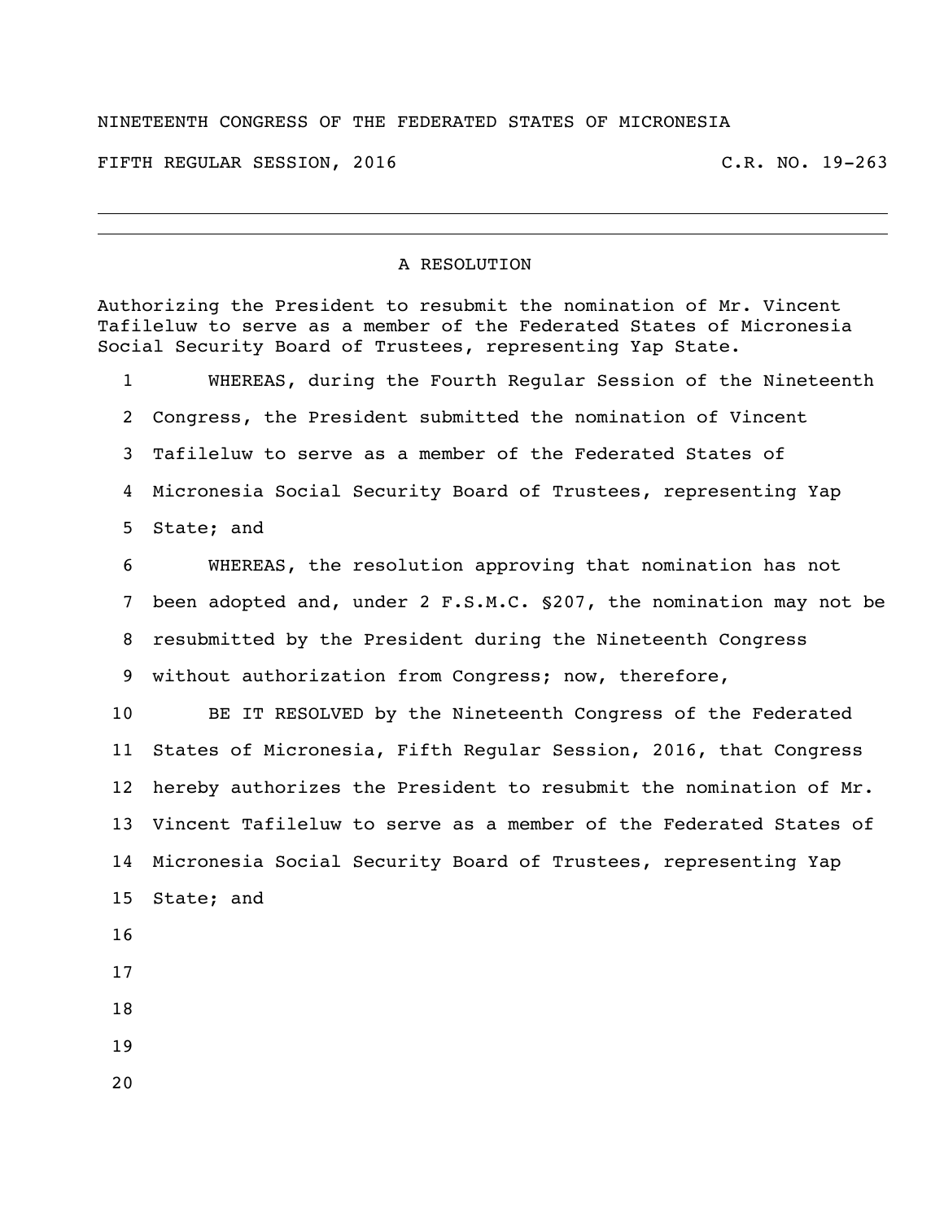NINETEENTH CONGRESS OF THE FEDERATED STATES OF MICRONESIA

FIFTH REGULAR SESSION, 2016 C.R. NO. 19-263

---

## A RESOLUTION

Authorizing the President to resubmit the nomination of Mr. Vincent Tafileluw to serve as a member of the Federated States of Micronesia Social Security Board of Trustees, representing Yap State.

WHEREAS, during the Fourth Regular Session of the Nineteenth Congress, the President submitted the nomination of Vincent Tafileluw to serve as a member of the Federated States of Micronesia Social Security Board of Trustees, representing Yap State; and

WHEREAS, the resolution approving that nomination has not been adopted and, under 2 F.S.M.C. §207, the nomination may not be resubmitted by the President during the Nineteenth Congress without authorization from Congress; now, therefore,

BE IT RESOLVED by the Nineteenth Congress of the Federated States of Micronesia, Fifth Regular Session, 2016, that Congress hereby authorizes the President to resubmit the nomination of Mr. Vincent Tafileluw to serve as a member of the Federated States of Micronesia Social Security Board of Trustees, representing Yap State; and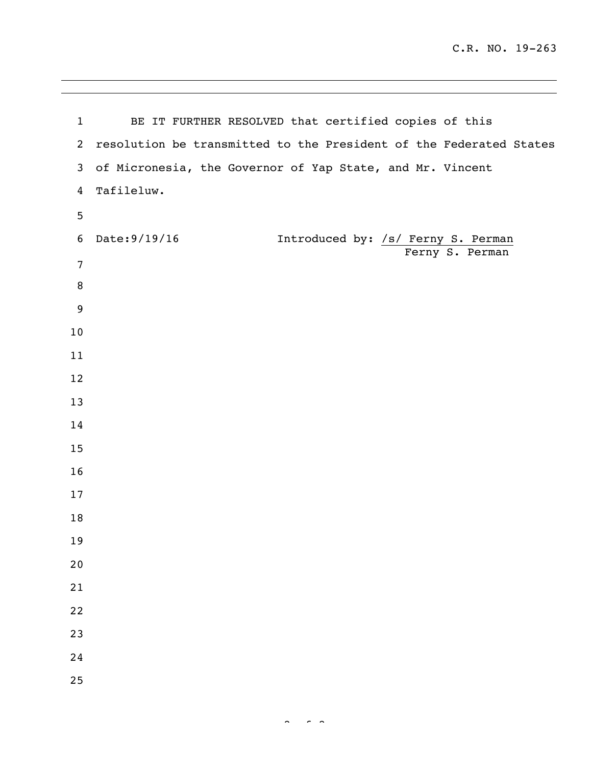BE IT FURTHER RESOLVED that certified copies of this resolution be transmitted to the President of the Federated States of Micronesia, the Governor of Yap State, and Mr. Vincent Tafileluw.

Date: 9/19/16

Introduced by: /s/ Ferny S. Perman
Ferny S. Perman